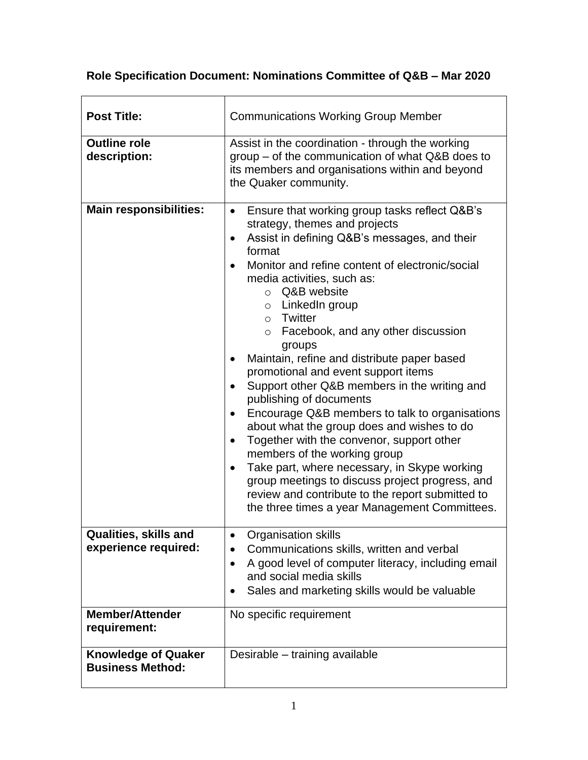**Role Specification Document: Nominations Committee of Q&B – Mar 2020**

| | |
|---|---|
| **Post Title:** | Communications Working Group Member |
| **Outline role description:** | Assist in the coordination - through the working group – of the communication of what Q&B does to its members and organisations within and beyond the Quaker community. |
| **Main responsibilities:** | • Ensure that working group tasks reflect Q&B's strategy, themes and projects<br>• Assist in defining Q&B's messages, and their format<br>• Monitor and refine content of electronic/social media activities, such as:<br>&nbsp;&nbsp;&nbsp;&nbsp;○ Q&B website<br>&nbsp;&nbsp;&nbsp;&nbsp;○ LinkedIn group<br>&nbsp;&nbsp;&nbsp;&nbsp;○ Twitter<br>&nbsp;&nbsp;&nbsp;&nbsp;○ Facebook, and any other discussion groups<br>• Maintain, refine and distribute paper based promotional and event support items<br>• Support other Q&B members in the writing and publishing of documents<br>• Encourage Q&B members to talk to organisations about what the group does and wishes to do<br>• Together with the convenor, support other members of the working group<br>• Take part, where necessary, in Skype working group meetings to discuss project progress, and review and contribute to the report submitted to the three times a year Management Committees. |
| **Qualities, skills and experience required:** | • Organisation skills<br>• Communications skills, written and verbal<br>• A good level of computer literacy, including email and social media skills<br>• Sales and marketing skills would be valuable |
| **Member/Attender requirement:** | No specific requirement |
| **Knowledge of Quaker Business Method:** | Desirable – training available |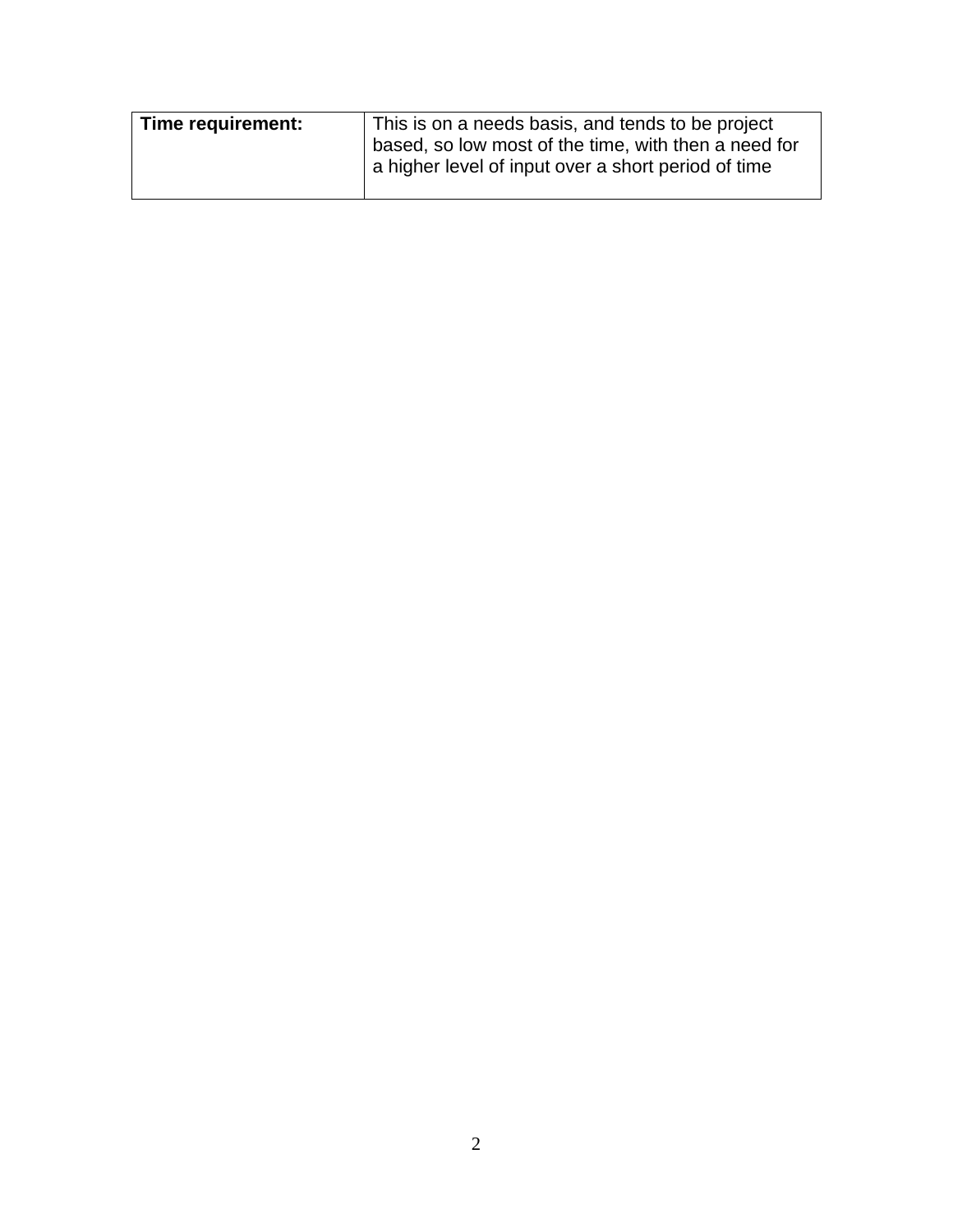| | |
|---|---|
| **Time requirement:** | This is on a needs basis, and tends to be project based, so low most of the time, with then a need for a higher level of input over a short period of time |